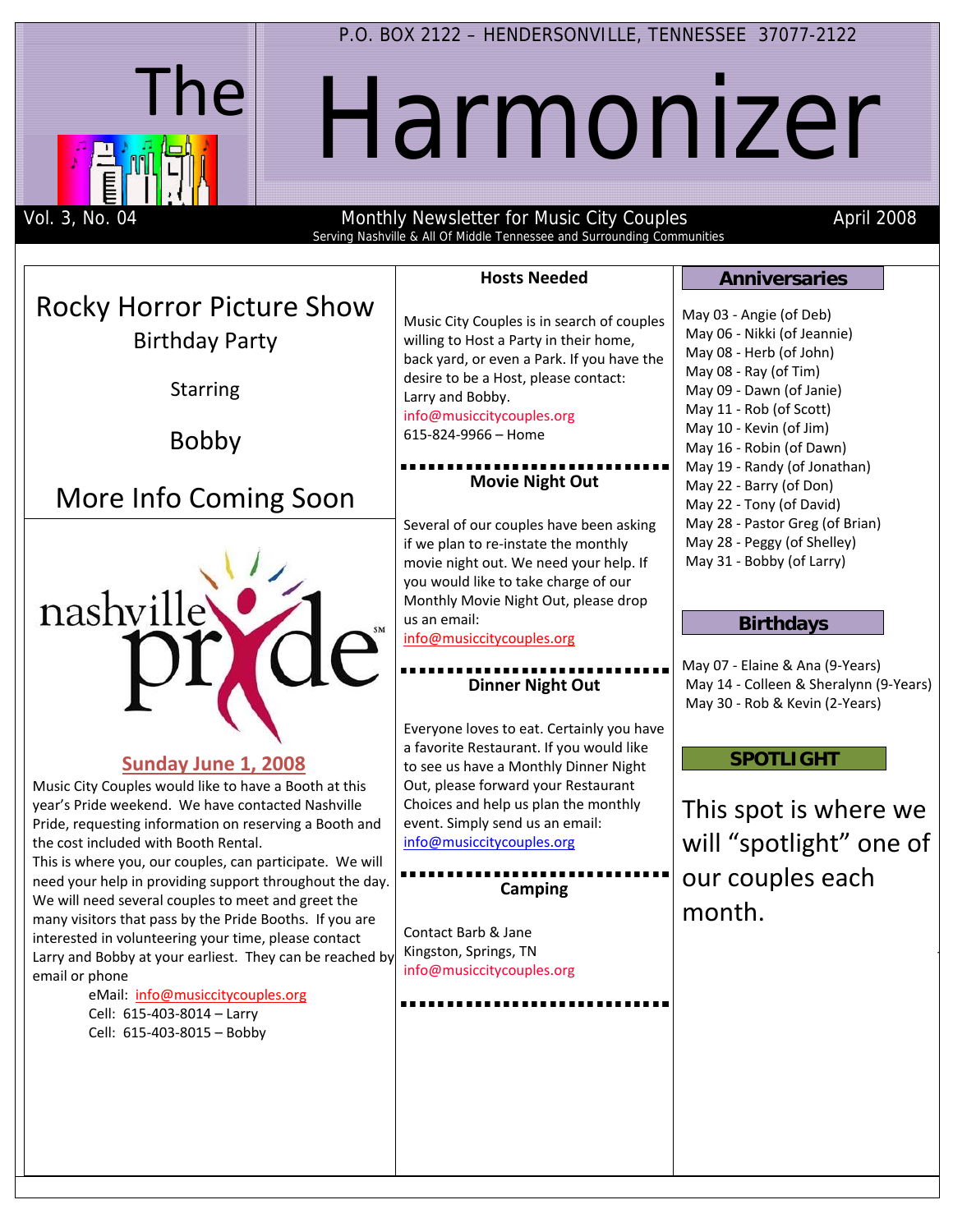P.O. BOX 2122 – HENDERSONVILLE, TENNESSEE 37077-2122

# The Harmonizer

Vol. 3, No. 04 | Monthly Newsletter for Music City Couples | April 2008

Serving Nashville & All Of Middle Tennessee and Surrounding Communities

## Rocky Horror Picture Show

Birthday Party

Starring

Bobby

More Info Coming Soon

nashville pride

**Sunday June 1, 2008**

Music City Couples would like to have a Booth at this year's Pride weekend. We have contacted Nashville Pride, requesting information on reserving a Booth and the cost included with Booth Rental.

This is where you, our couples, can participate. We will need your help in providing support throughout the day. We will need several couples to meet and greet the many visitors that pass by the Pride Booths. If you are interested in volunteering your time, please contact Larry and Bobby at your earliest. They can be reached by email or phone

eMail: info@musiccitycouples.org
Cell: 615-403-8014 – Larry
Cell: 615-403-8015 – Bobby

### Hosts Needed

Music City Couples is in search of couples willing to Host a Party in their home, back yard, or even a Park. If you have the desire to be a Host, please contact:
Larry and Bobby.
info@musiccitycouples.org
615-824-9966 – Home

### Movie Night Out

Several of our couples have been asking if we plan to re-instate the monthly movie night out. We need your help. If you would like to take charge of our Monthly Movie Night Out, please drop us an email:
info@musiccitycouples.org

### Dinner Night Out

Everyone loves to eat. Certainly you have a favorite Restaurant. If you would like to see us have a Monthly Dinner Night Out, please forward your Restaurant Choices and help us plan the monthly event. Simply send us an email:
info@musiccitycouples.org

### Camping

Contact Barb & Jane
Kingston, Springs, TN
info@musiccitycouples.org

### Anniversaries

May 03 - Angie (of Deb)
May 06 - Nikki (of Jeannie)
May 08 - Herb (of John)
May 08 - Ray (of Tim)
May 09 - Dawn (of Janie)
May 11 - Rob (of Scott)
May 10 - Kevin (of Jim)
May 16 - Robin (of Dawn)
May 19 - Randy (of Jonathan)
May 22 - Barry (of Don)
May 22 - Tony (of David)
May 28 - Pastor Greg (of Brian)
May 28 - Peggy (of Shelley)
May 31 - Bobby (of Larry)

### Birthdays

May 07 - Elaine & Ana (9-Years)
May 14 - Colleen & Sheralynn (9-Years)
May 30 - Rob & Kevin (2-Years)

### SPOTLIGHT

This spot is where we will "spotlight" one of our couples each month.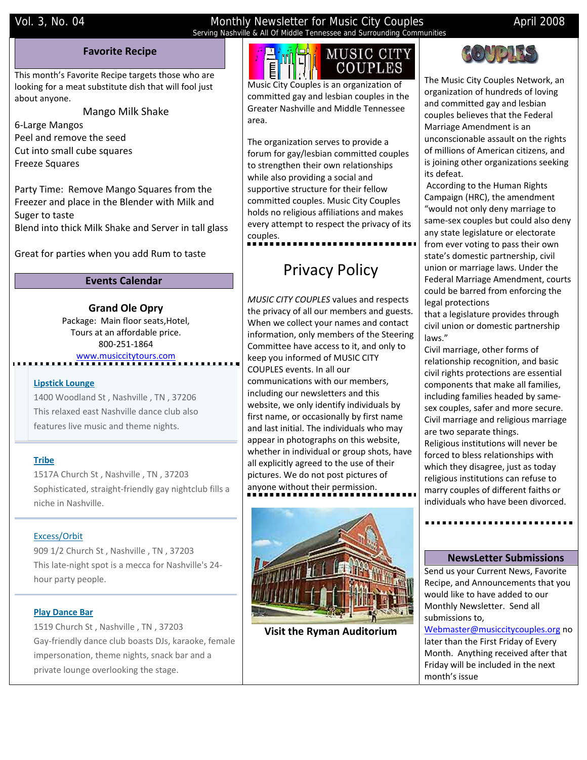Vol. 3, No. 04 — Monthly Newsletter for Music City Couples — April 2008

Serving Nashville & All Of Middle Tennessee and Surrounding Communities

## Favorite Recipe

This month's Favorite Recipe targets those who are looking for a meat substitute dish that will fool just about anyone.

### Mango Milk Shake

6-Large Mangos
Peel and remove the seed
Cut into small cube squares
Freeze Squares

Party Time: Remove Mango Squares from the Freezer and place in the Blender with Milk and Suger to taste
Blend into thick Milk Shake and Server in tall glass

Great for parties when you add Rum to taste

## Events Calendar

### Grand Ole Opry

Package: Main floor seats,Hotel, Tours at an affordable price.
800-251-1864
www.musiccitytours.com

**Lipstick Lounge**
1400 Woodland St , Nashville , TN , 37206
This relaxed east Nashville dance club also features live music and theme nights.

**Tribe**
1517A Church St , Nashville , TN , 37203
Sophisticated, straight-friendly gay nightclub fills a niche in Nashville.

Excess/Orbit
909 1/2 Church St , Nashville , TN , 37203
This late-night spot is a mecca for Nashville's 24-hour party people.

**Play Dance Bar**
1519 Church St , Nashville , TN , 37203
Gay-friendly dance club boasts DJs, karaoke, female impersonation, theme nights, snack bar and a private lounge overlooking the stage.

MUSIC CITY COUPLES

Music City Couples is an organization of committed gay and lesbian couples in the Greater Nashville and Middle Tennessee area.

The organization serves to provide a forum for gay/lesbian committed couples to strengthen their own relationships while also providing a social and supportive structure for their fellow committed couples. Music City Couples holds no religious affiliations and makes every attempt to respect the privacy of its couples.

## Privacy Policy

*MUSIC CITY COUPLES* values and respects the privacy of all our members and guests. When we collect your names and contact information, only members of the Steering Committee have access to it, and only to keep you informed of MUSIC CITY COUPLES events. In all our communications with our members, including our newsletters and this website, we only identify individuals by first name, or occasionally by first name and last initial. The individuals who may appear in photographs on this website, whether in individual or group shots, have all explicitly agreed to the use of their pictures. We do not post pictures of anyone without their permission.

**Visit the Ryman Auditorium**

COUPLES

The Music City Couples Network, an organization of hundreds of loving and committed gay and lesbian couples believes that the Federal Marriage Amendment is an unconscionable assault on the rights of millions of American citizens, and is joining other organizations seeking its defeat.

According to the Human Rights Campaign (HRC), the amendment "would not only deny marriage to same-sex couples but could also deny any state legislature or electorate from ever voting to pass their own state's domestic partnership, civil union or marriage laws. Under the Federal Marriage Amendment, courts could be barred from enforcing the legal protections that a legislature provides through civil union or domestic partnership laws."

Civil marriage, other forms of relationship recognition, and basic civil rights protections are essential components that make all families, including families headed by same-sex couples, safer and more secure. Civil marriage and religious marriage are two separate things. Religious institutions will never be forced to bless relationships with which they disagree, just as today religious institutions can refuse to marry couples of different faiths or individuals who have been divorced.

## NewsLetter Submissions

Send us your Current News, Favorite Recipe, and Announcements that you would like to have added to our Monthly Newsletter. Send all submissions to, Webmaster@musiccitycouples.org no later than the First Friday of Every Month. Anything received after that Friday will be included in the next month's issue